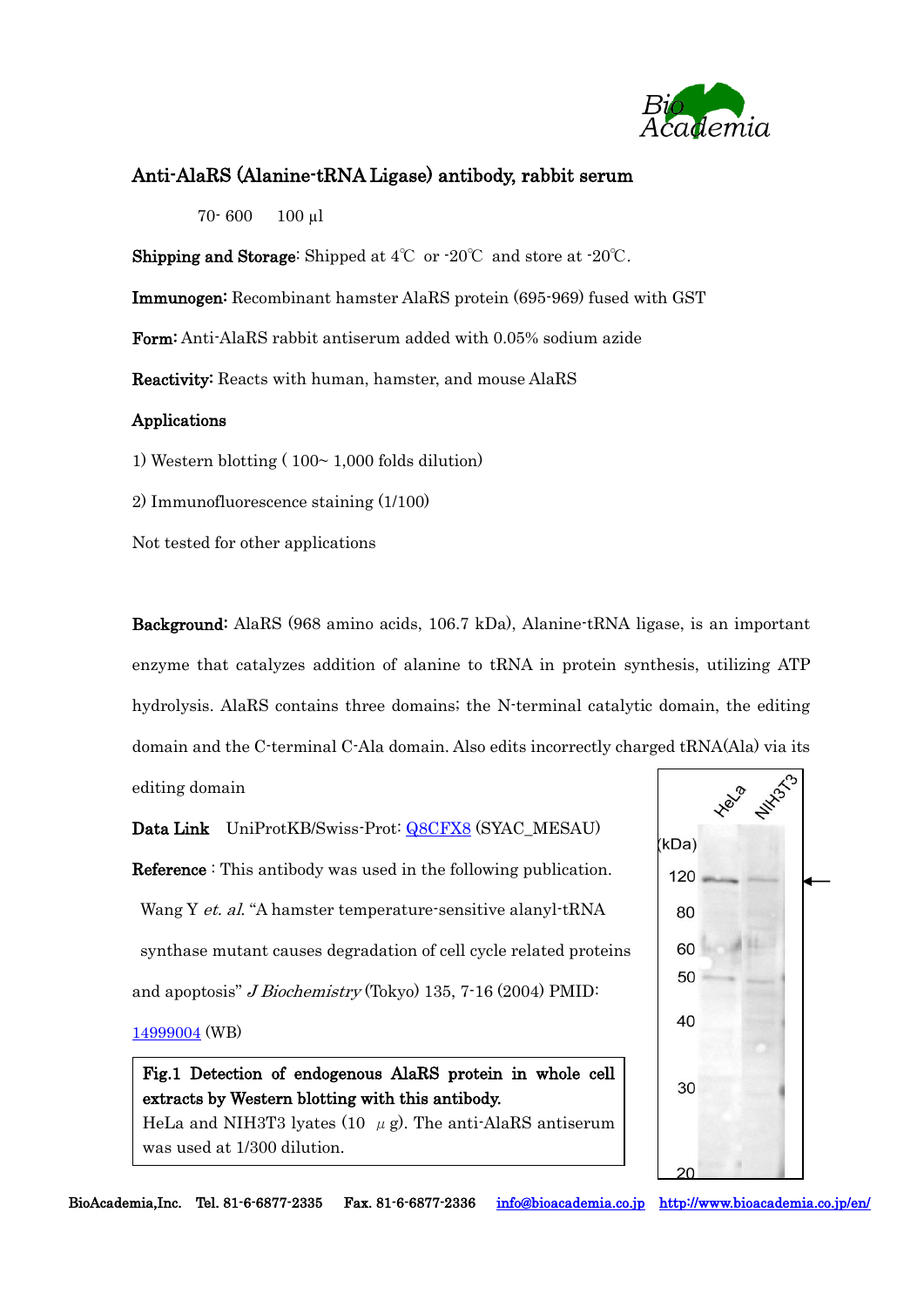# Anti-AlaRS (Alanine-tRNA Ligase) antibody, rabbit serum

70- 600 100 µl

**Shipping and Storage**: Shipped at 4℃ or -20℃ and store at -20℃.

**Immunogen:** Recombinant hamster AlaRS protein (695-969) fused with GST

**Form:** Anti-AlaRS rabbit antiserum added with 0.05% sodium azide

**Reactivity:** Reacts with human, hamster, and mouse AlaRS

**Applications**

1) Western blotting ( 100~ 1,000 folds dilution)

2) Immunofluorescence staining (1/100)

Not tested for other applications

**Background:** AlaRS (968 amino acids, 106.7 kDa), Alanine-tRNA ligase, is an important enzyme that catalyzes addition of alanine to tRNA in protein synthesis, utilizing ATP hydrolysis. AlaRS contains three domains; the N-terminal catalytic domain, the editing domain and the C-terminal C-Ala domain. Also edits incorrectly charged tRNA(Ala) via its editing domain

**Data Link** UniProtKB/Swiss-Prot: Q8CFX8 (SYAC_MESAU)

**Reference** : This antibody was used in the following publication.

Wang Y *et. al*. "A hamster temperature-sensitive alanyl-tRNA synthase mutant causes degradation of cell cycle related proteins and apoptosis" *J Biochemistry* (Tokyo) 135, 7-16 (2004) PMID: 14999004 (WB)

HeLa NIH3T3

(kDa) 120 80 60 50 40 30 20

**Fig.1 Detection of endogenous AlaRS protein in whole cell extracts by Western blotting with this antibody.**
HeLa and NIH3T3 lyates (10 µg). The anti-AlaRS antiserum was used at 1/300 dilution.

BioAcademia,Inc. Tel. 81-6-6877-2335 Fax. 81-6-6877-2336 info@bioacademia.co.jp http://www.bioacademia.co.jp/en/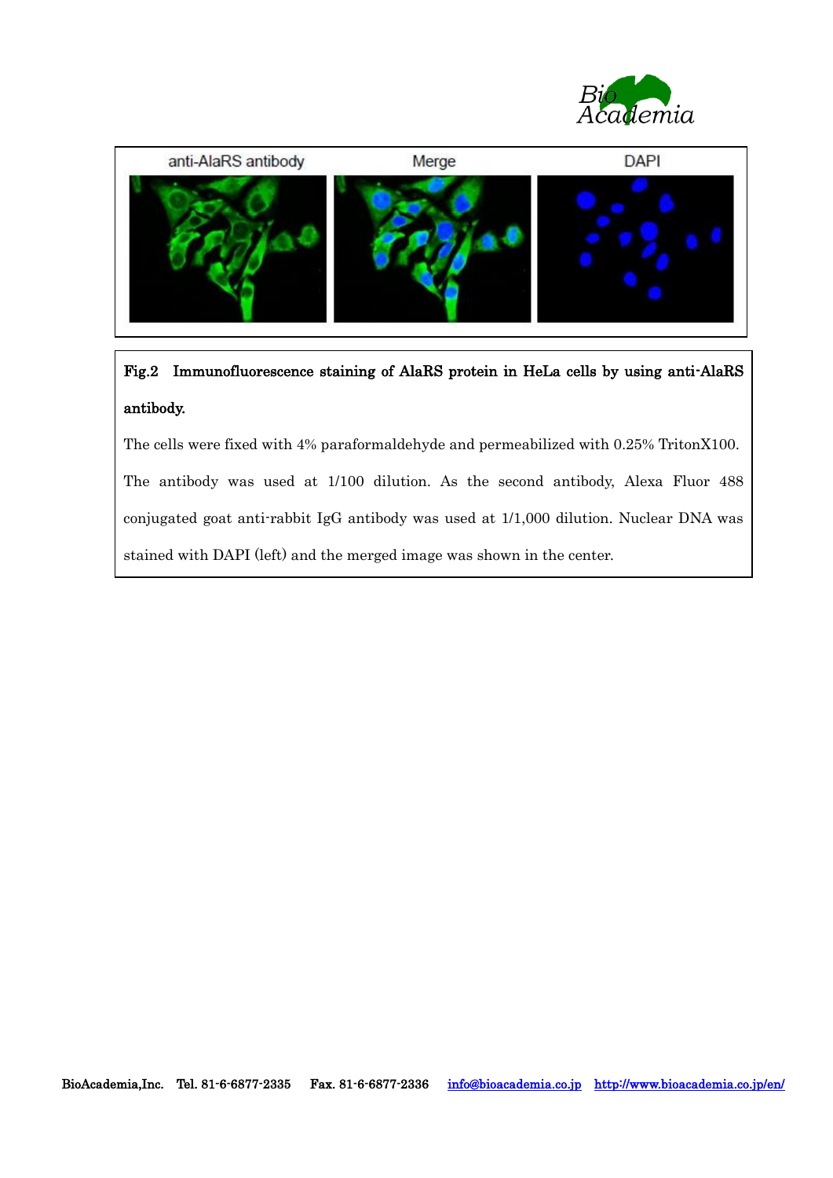anti-AlaRS antibody

Merge

DAPI

**Fig.2 Immunofluorescence staining of AlaRS protein in HeLa cells by using anti-AlaRS antibody.**

The cells were fixed with 4% paraformaldehyde and permeabilized with 0.25% TritonX100. The antibody was used at 1/100 dilution. As the second antibody, Alexa Fluor 488 conjugated goat anti-rabbit IgG antibody was used at 1/1,000 dilution. Nuclear DNA was stained with DAPI (left) and the merged image was shown in the center.

BioAcademia,Inc. Tel. 81-6-6877-2335 Fax. 81-6-6877-2336 info@bioacademia.co.jp http://www.bioacademia.co.jp/en/